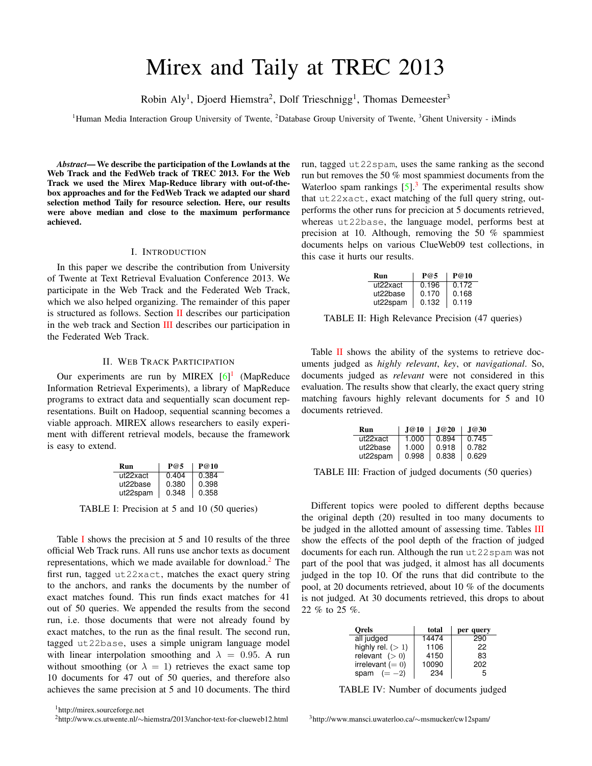# Mirex and Taily at TREC 2013

Robin Aly[1], Djoerd Hiemstra[2], Dolf Trieschnigg[1], Thomas Demeester[3]

[1]Human Media Interaction Group University of Twente, [2]Database Group University of Twente, [3]Ghent University - iMinds

***Abstract*— We describe the participation of the Lowlands at the Web Track and the FedWeb track of TREC 2013. For the Web Track we used the Mirex Map-Reduce library with out-of-the-box approaches and for the FedWeb Track we adapted our shard selection method Taily for resource selection. Here, our results were above median and close to the maximum performance achieved.**

## I. Introduction

In this paper we describe the contribution from University of Twente at Text Retrieval Evaluation Conference 2013. We participate in the Web Track and the Federated Web Track, which we also helped organizing. The remainder of this paper is structured as follows. Section II describes our participation in the web track and Section III describes our participation in the Federated Web Track.

## II. Web Track Participation

Our experiments are run by MIREX [6][1] (MapReduce Information Retrieval Experiments), a library of MapReduce programs to extract data and sequentially scan document representations. Built on Hadoop, sequential scanning becomes a viable approach. MIREX allows researchers to easily experiment with different retrieval models, because the framework is easy to extend.

| Run | P@5 | P@10 |
|---|---|---|
| ut22xact | 0.404 | 0.384 |
| ut22base | 0.380 | 0.398 |
| ut22spam | 0.348 | 0.358 |

TABLE I: Precision at 5 and 10 (50 queries)

Table I shows the precision at 5 and 10 results of the three official Web Track runs. All runs use anchor texts as document representations, which we made available for download.[2] The first run, tagged `ut22xact`, matches the exact query string to the anchors, and ranks the documents by the number of exact matches found. This run finds exact matches for 41 out of 50 queries. We appended the results from the second run, i.e. those documents that were not already found by exact matches, to the run as the final result. The second run, tagged `ut22base`, uses a simple unigram language model with linear interpolation smoothing and $\lambda = 0.95$. A run without smoothing (or $\lambda = 1$) retrieves the exact same top 10 documents for 47 out of 50 queries, and therefore also achieves the same precision at 5 and 10 documents. The third run, tagged `ut22spam`, uses the same ranking as the second run but removes the 50 % most spammiest documents from the Waterloo spam rankings [5].[3] The experimental results show that `ut22xact`, exact matching of the full query string, outperforms the other runs for precicion at 5 documents retrieved, whereas `ut22base`, the language model, performs best at precision at 10. Although, removing the 50 % spammiest documents helps on various ClueWeb09 test collections, in this case it hurts our results.

| Run | P@5 | P@10 |
|---|---|---|
| ut22xact | 0.196 | 0.172 |
| ut22base | 0.170 | 0.168 |
| ut22spam | 0.132 | 0.119 |

TABLE II: High Relevance Precision (47 queries)

Table II shows the ability of the systems to retrieve documents judged as *highly relevant*, *key*, or *navigational*. So, documents judged as *relevant* were not considered in this evaluation. The results show that clearly, the exact query string matching favours highly relevant documents for 5 and 10 documents retrieved.

| Run | J@10 | J@20 | J@30 |
|---|---|---|---|
| ut22xact | 1.000 | 0.894 | 0.745 |
| ut22base | 1.000 | 0.918 | 0.782 |
| ut22spam | 0.998 | 0.838 | 0.629 |

TABLE III: Fraction of judged documents (50 queries)

Different topics were pooled to different depths because the original depth (20) resulted in too many documents to be judged in the allotted amount of assessing time. Tables III show the effects of the pool depth of the fraction of judged documents for each run. Although the run `ut22spam` was not part of the pool that was judged, it almost has all documents judged in the top 10. Of the runs that did contribute to the pool, at 20 documents retrieved, about 10 % of the documents is not judged. At 30 documents retrieved, this drops to about 22 % to 25 %.

| Qrels | total | per query |
|---|---|---|
| all judged | 14474 | 290 |
| highly rel. ($> 1$) | 1106 | 22 |
| relevant ($> 0$) | 4150 | 83 |
| irrelevant ($= 0$) | 10090 | 202 |
| spam ($= -2$) | 234 | 5 |

TABLE IV: Number of documents judged

[1]http://mirex.sourceforge.net

[2]http://www.cs.utwente.nl/∼hiemstra/2013/anchor-text-for-clueweb12.html

[3]http://www.mansci.uwaterloo.ca/∼msmucker/cw12spam/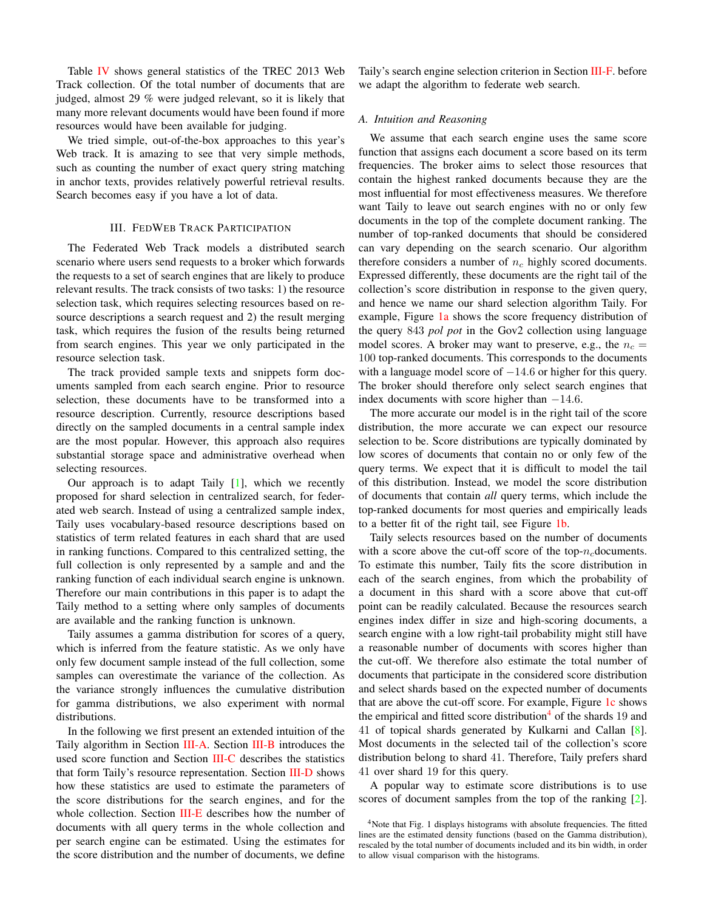Table IV shows general statistics of the TREC 2013 Web Track collection. Of the total number of documents that are judged, almost 29 % were judged relevant, so it is likely that many more relevant documents would have been found if more resources would have been available for judging.

We tried simple, out-of-the-box approaches to this year's Web track. It is amazing to see that very simple methods, such as counting the number of exact query string matching in anchor texts, provides relatively powerful retrieval results. Search becomes easy if you have a lot of data.

## III. FedWeb Track Participation

The Federated Web Track models a distributed search scenario where users send requests to a broker which forwards the requests to a set of search engines that are likely to produce relevant results. The track consists of two tasks: 1) the resource selection task, which requires selecting resources based on resource descriptions a search request and 2) the result merging task, which requires the fusion of the results being returned from search engines. This year we only participated in the resource selection task.

The track provided sample texts and snippets form documents sampled from each search engine. Prior to resource selection, these documents have to be transformed into a resource description. Currently, resource descriptions based directly on the sampled documents in a central sample index are the most popular. However, this approach also requires substantial storage space and administrative overhead when selecting resources.

Our approach is to adapt Taily [1], which we recently proposed for shard selection in centralized search, for federated web search. Instead of using a centralized sample index, Taily uses vocabulary-based resource descriptions based on statistics of term related features in each shard that are used in ranking functions. Compared to this centralized setting, the full collection is only represented by a sample and the ranking function of each individual search engine is unknown. Therefore our main contributions in this paper is to adapt the Taily method to a setting where only samples of documents are available and the ranking function is unknown.

Taily assumes a gamma distribution for scores of a query, which is inferred from the feature statistic. As we only have only few document sample instead of the full collection, some samples can overestimate the variance of the collection. As the variance strongly influences the cumulative distribution for gamma distributions, we also experiment with normal distributions.

In the following we first present an extended intuition of the Taily algorithm in Section III-A. Section III-B introduces the used score function and Section III-C describes the statistics that form Taily's resource representation. Section III-D shows how these statistics are used to estimate the parameters of the score distributions for the search engines, and for the whole collection. Section III-E describes how the number of documents with all query terms in the whole collection and per search engine can be estimated. Using the estimates for the score distribution and the number of documents, we define Taily's search engine selection criterion in Section III-F. before we adapt the algorithm to federate web search.

### A. Intuition and Reasoning

We assume that each search engine uses the same score function that assigns each document a score based on its term frequencies. The broker aims to select those resources that contain the highest ranked documents because they are the most influential for most effectiveness measures. We therefore want Taily to leave out search engines with no or only few documents in the top of the complete document ranking. The number of top-ranked documents that should be considered can vary depending on the search scenario. Our algorithm therefore considers a number of $n_c$ highly scored documents. Expressed differently, these documents are the right tail of the collection's score distribution in response to the given query, and hence we name our shard selection algorithm Taily. For example, Figure 1a shows the score frequency distribution of the query 843 *pol pot* in the Gov2 collection using language model scores. A broker may want to preserve, e.g., the $n_c = 100$ top-ranked documents. This corresponds to the documents with a language model score of $-14.6$ or higher for this query. The broker should therefore only select search engines that index documents with score higher than $-14.6$.

The more accurate our model is in the right tail of the score distribution, the more accurate we can expect our resource selection to be. Score distributions are typically dominated by low scores of documents that contain no or only few of the query terms. We expect that it is difficult to model the tail of this distribution. Instead, we model the score distribution of documents that contain *all* query terms, which include the top-ranked documents for most queries and empirically leads to a better fit of the right tail, see Figure 1b.

Taily selects resources based on the number of documents with a score above the cut-off score of the top-$n_c$documents. To estimate this number, Taily fits the score distribution in each of the search engines, from which the probability of a document in this shard with a score above that cut-off point can be readily calculated. Because the resources search engines index differ in size and high-scoring documents, a search engine with a low right-tail probability might still have a reasonable number of documents with scores higher than the cut-off. We therefore also estimate the total number of documents that participate in the considered score distribution and select shards based on the expected number of documents that are above the cut-off score. For example, Figure 1c shows the empirical and fitted score distribution[4] of the shards 19 and 41 of topical shards generated by Kulkarni and Callan [8]. Most documents in the selected tail of the collection's score distribution belong to shard 41. Therefore, Taily prefers shard 41 over shard 19 for this query.

A popular way to estimate score distributions is to use scores of document samples from the top of the ranking [2].

[4] Note that Fig. 1 displays histograms with absolute frequencies. The fitted lines are the estimated density functions (based on the Gamma distribution), rescaled by the total number of documents included and its bin width, in order to allow visual comparison with the histograms.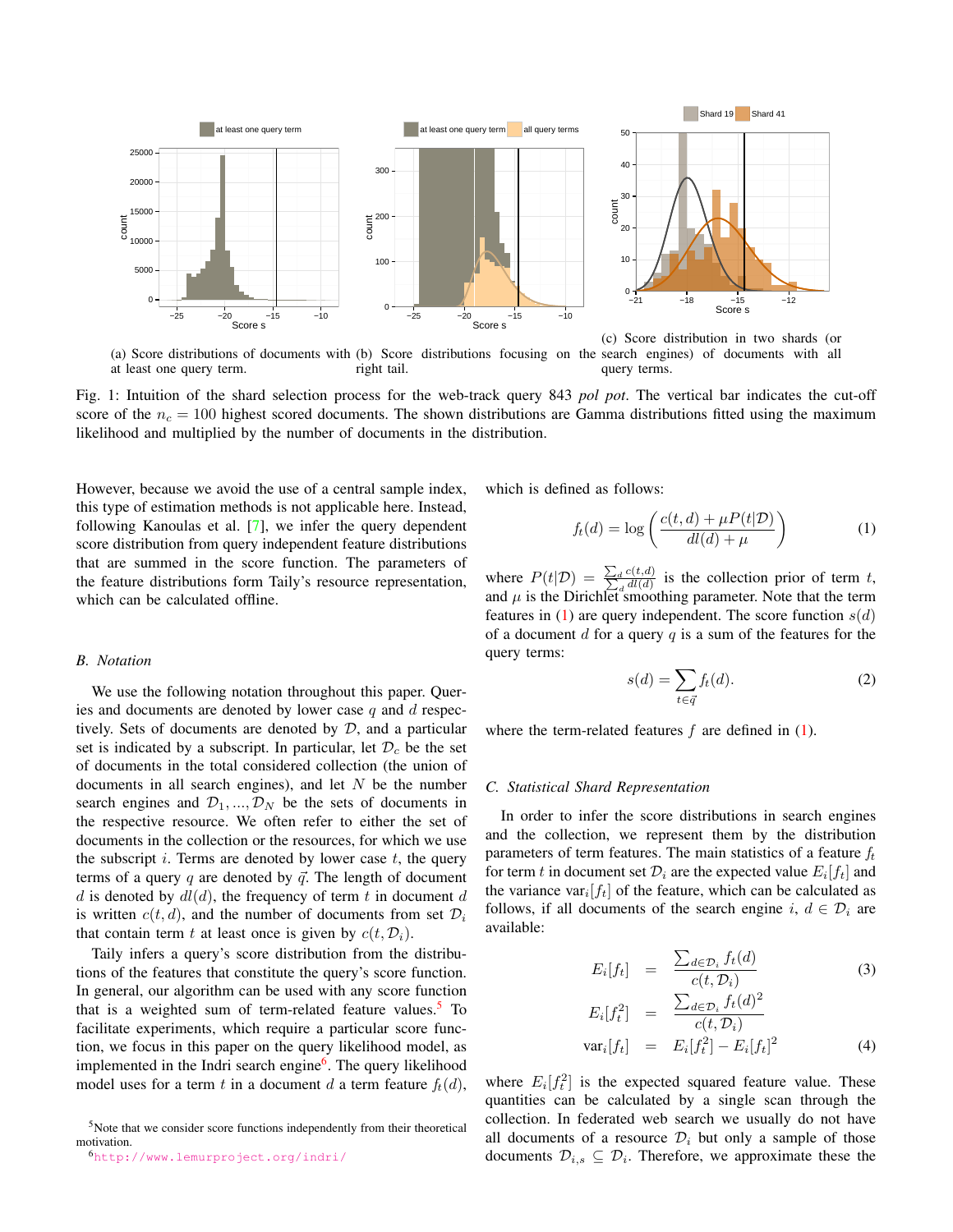(a) Score distributions of documents with at least one query term.

(b) Score distributions focusing on the right tail.

(c) Score distribution in two shards (or search engines) of documents with all query terms.

Fig. 1: Intuition of the shard selection process for the web-track query 843 *pol pot*. The vertical bar indicates the cut-off score of the $n_c = 100$ highest scored documents. The shown distributions are Gamma distributions fitted using the maximum likelihood and multiplied by the number of documents in the distribution.

However, because we avoid the use of a central sample index, this type of estimation methods is not applicable here. Instead, following Kanoulas et al. [7], we infer the query dependent score distribution from query independent feature distributions that are summed in the score function. The parameters of the feature distributions form Taily's resource representation, which can be calculated offline.

### B. Notation

We use the following notation throughout this paper. Queries and documents are denoted by lower case $q$ and $d$ respectively. Sets of documents are denoted by $\mathcal{D}$, and a particular set is indicated by a subscript. In particular, let $\mathcal{D}_c$ be the set of documents in the total collection (the union of documents in all search engines), and let $N$ be the number search engines and $\mathcal{D}_1, ..., \mathcal{D}_N$ be the sets of documents in the respective resource. We often refer to either the set of documents in the collection or the resources, for which we use the subscript $i$. Terms are denoted by lower case $t$, the query terms of a query $q$ are denoted by $\vec{q}$. The length of document $d$ is denoted by $dl(d)$, the frequency of term $t$ in document $d$ is written $c(t, d)$, and the number of documents from set $\mathcal{D}_i$ that contain term $t$ at least once is given by $c(t, \mathcal{D}_i)$.

Taily infers a query's score distribution from the distributions of the features that constitute the query's score function. In general, our algorithm can be used with any score function that is a weighted sum of term-related feature values.[5] To facilitate experiments, which require a particular score function, we focus in this paper on the query likelihood model, as implemented in the Indri search engine[6]. The query likelihood model uses for a term $t$ in a document $d$ a term feature $f_t(d)$, which is defined as follows:

$$f_t(d) = \log\left(\frac{c(t,d) + \mu P(t|\mathcal{D})}{dl(d) + \mu}\right) \tag{1}$$

where $P(t|\mathcal{D}) = \frac{\sum_d c(t,d)}{\sum_d dl(d)}$ is the collection prior of term $t$, and $\mu$ is the Dirichlet smoothing parameter. Note that the term features in (1) are query independent. The score function $s(d)$ of a document $d$ for a query $q$ is a sum of the features for the query terms:

$$s(d) = \sum_{t \in \vec{q}} f_t(d). \tag{2}$$

where the term-related features $f$ are defined in (1).

### C. Statistical Shard Representation

In order to infer the score distributions in search engines and the collection, we represent them by the distribution parameters of term features. The main statistics of a feature $f_t$ for term $t$ in document set $\mathcal{D}_i$ are the expected value $E_i[f_t]$ and the variance $\text{var}_i[f_t]$ of the feature, which can be calculated as follows, if all documents of the search engine $i$, $d \in \mathcal{D}_i$ are available:

$$E_i[f_t] = \frac{\sum_{d \in \mathcal{D}_i} f_t(d)}{c(t, \mathcal{D}_i)} \tag{3}$$

$$E_i[f_t^2] = \frac{\sum_{d \in \mathcal{D}_i} f_t(d)^2}{c(t, \mathcal{D}_i)}$$

$$\text{var}_i[f_t] = E_i[f_t^2] - E_i[f_t]^2 \tag{4}$$

where $E_i[f_t^2]$ is the expected squared feature value. These quantities can be calculated by a single scan through the collection. In federated web search we usually do not have all documents of a resource $\mathcal{D}_i$ but only a sample of those documents $\mathcal{D}_{i,s} \subseteq \mathcal{D}_i$. Therefore, we approximate these the

[5] Note that we consider score functions independently from their theoretical motivation.

[6] http://www.lemurproject.org/indri/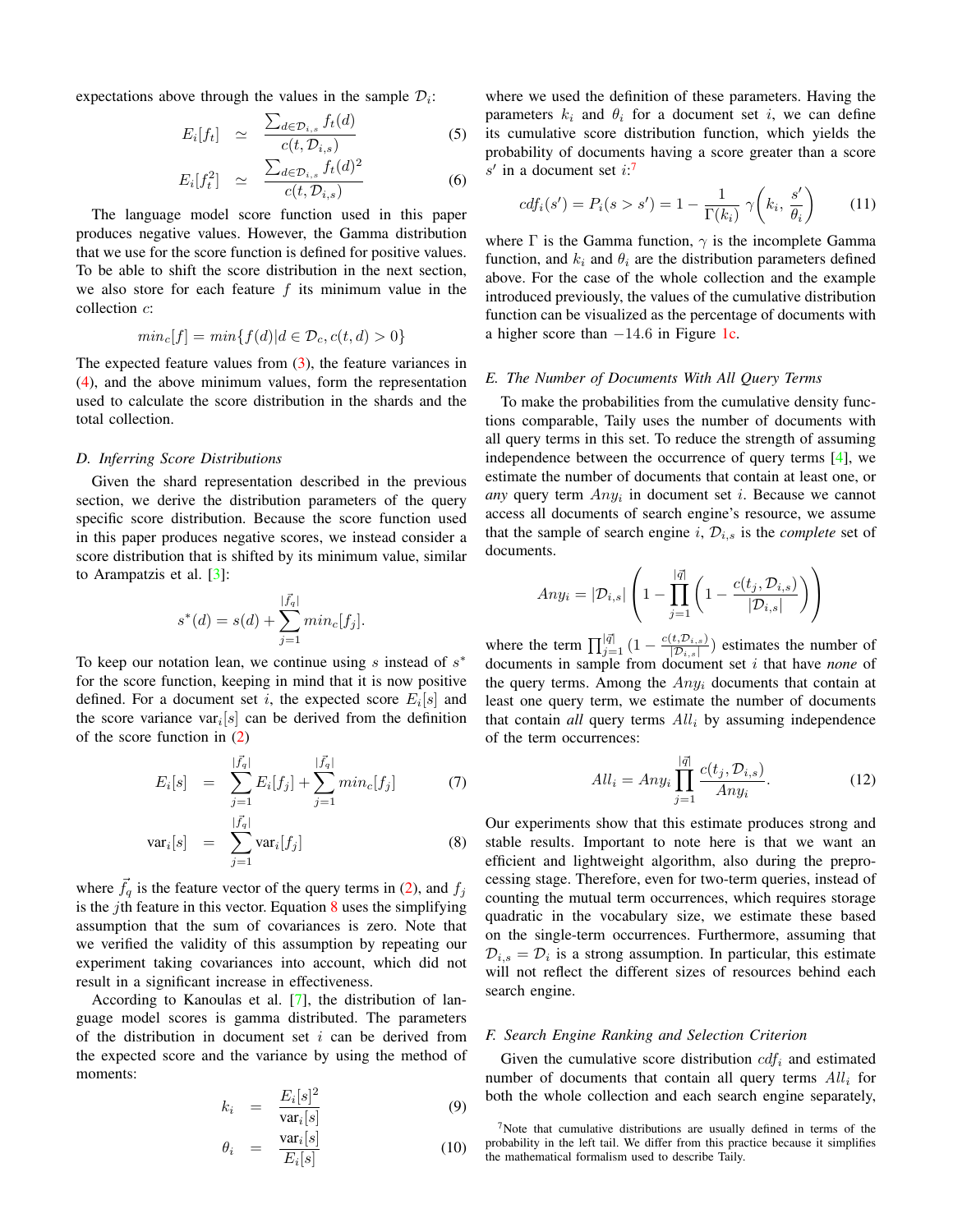expectations above through the values in the sample $\mathcal{D}_i$:

$$E_i[f_t] \simeq \frac{\sum_{d \in \mathcal{D}_{i,s}} f_t(d)}{c(t, \mathcal{D}_{i,s})} \tag{5}$$

$$E_i[f_t^2] \simeq \frac{\sum_{d \in \mathcal{D}_{i,s}} f_t(d)^2}{c(t, \mathcal{D}_{i,s})} \tag{6}$$

The language model score function used in this paper produces negative values. However, the Gamma distribution that we use for the score function is defined for positive values. To be able to shift the score distribution in the next section, we also store for each feature $f$ its minimum value in the collection $c$:

$$min_c[f] = min\{f(d) | d \in \mathcal{D}_c, c(t,d) > 0\}$$

The expected feature values from (3), the feature variances in (4), and the above minimum values, form the representation used to calculate the score distribution in the shards and the total collection.

### D. Inferring Score Distributions

Given the shard representation described in the previous section, we derive the distribution parameters of the query specific score distribution. Because the score function used in this paper produces negative scores, we instead consider a score distribution that is shifted by its minimum value, similar to Arampatzis et al. [3]:

$$s^*(d) = s(d) + \sum_{j=1}^{|\vec{f}_q|} min_c[f_j].$$

To keep our notation lean, we continue using $s$ instead of $s^*$ for the score function, keeping in mind that it is now positive defined. For a document set $i$, the expected score $E_i[s]$ and the score variance $\text{var}_i[s]$ can be derived from the definition of the score function in (2)

$$E_i[s] = \sum_{j=1}^{|\vec{f}_q|} E_i[f_j] + \sum_{j=1}^{|\vec{f}_q|} min_c[f_j] \tag{7}$$

$$\text{var}_i[s] = \sum_{j=1}^{|\vec{f}_q|} \text{var}_i[f_j] \tag{8}$$

where $\vec{f}_q$ is the feature vector of the query terms in (2), and $f_j$ is the $j$th feature in this vector. Equation 8 uses the simplifying assumption that the sum of covariances is zero. Note that we verified the validity of this assumption by repeating our experiment taking covariances into account, which did not result in a significant increase in effectiveness.

According to Kanoulas et al. [7], the distribution of language model scores is gamma distributed. The parameters of the distribution in document set $i$ can be derived from the expected score and the variance by using the method of moments:

$$k_i = \frac{E_i[s]^2}{\text{var}_i[s]} \tag{9}$$

$$\theta_i = \frac{\text{var}_i[s]}{E_i[s]} \tag{10}$$

where we used the definition of these parameters. Having the parameters $k_i$ and $\theta_i$ for a document set $i$, we can define its cumulative score distribution function, which yields the probability of documents having a score greater than a score $s'$ in a document set $i$:[7]

$$cdf_i(s') = P_i(s > s') = 1 - \frac{1}{\Gamma(k_i)} \gamma\left(k_i, \frac{s'}{\theta_i}\right) \tag{11}$$

where $\Gamma$ is the Gamma function, $\gamma$ is the incomplete Gamma function, and $k_i$ and $\theta_i$ are the distribution parameters defined above. For the case of the whole collection and the example introduced previously, the values of the cumulative distribution function can be visualized as the percentage of documents with a higher score than $-14.6$ in Figure 1c.

### E. The Number of Documents With All Query Terms

To make the probabilities from the cumulative density functions comparable, Taily uses the number of documents with all query terms in this set. To reduce the strength of assuming independence between the occurrence of query terms [4], we estimate the number of documents that contain at least one, or *any* query term $Any_i$ in document set $i$. Because we cannot access all documents of search engine's resource, we assume that the sample of search engine $i$, $\mathcal{D}_{i,s}$ is the *complete* set of documents.

$$Any_i = |\mathcal{D}_{i,s}| \left(1 - \prod_{j=1}^{|\vec{q}|} \left(1 - \frac{c(t_j, \mathcal{D}_{i,s})}{|\mathcal{D}_{i,s}|}\right)\right)$$

where the term $\prod_{j=1}^{|\vec{q}|} (1 - \frac{c(t,\mathcal{D}_{i,s})}{|\mathcal{D}_{i,s}|})$ estimates the number of documents in sample from document set $i$ that have *none* of the query terms. Among the $Any_i$ documents that contain at least one query term, we estimate the number of documents that contain *all* query terms $All_i$ by assuming independence of the term occurrences:

$$All_i = Any_i \prod_{j=1}^{|\vec{q}|} \frac{c(t_j, \mathcal{D}_{i,s})}{Any_i}. \tag{12}$$

Our experiments show that this estimate produces strong and stable results. Important to note here is that we want an efficient and lightweight algorithm, also during the preprocessing stage. Therefore, even for two-term queries, instead of counting the mutual term occurrences, which requires storage quadratic in the vocabulary size, we estimate these based on the single-term occurrences. Furthermore, assuming that $\mathcal{D}_{i,s} = \mathcal{D}_i$ is a strong assumption. In particular, this estimate will not reflect the different sizes of resources behind each search engine.

### F. Search Engine Ranking and Selection Criterion

Given the cumulative score distribution $cdf_i$ and estimated number of documents that contain all query terms $All_i$ for both the whole collection and each search engine separately,

[7]Note that cumulative distributions are usually defined in terms of the probability in the left tail. We differ from this practice because it simplifies the mathematical formalism used to describe Taily.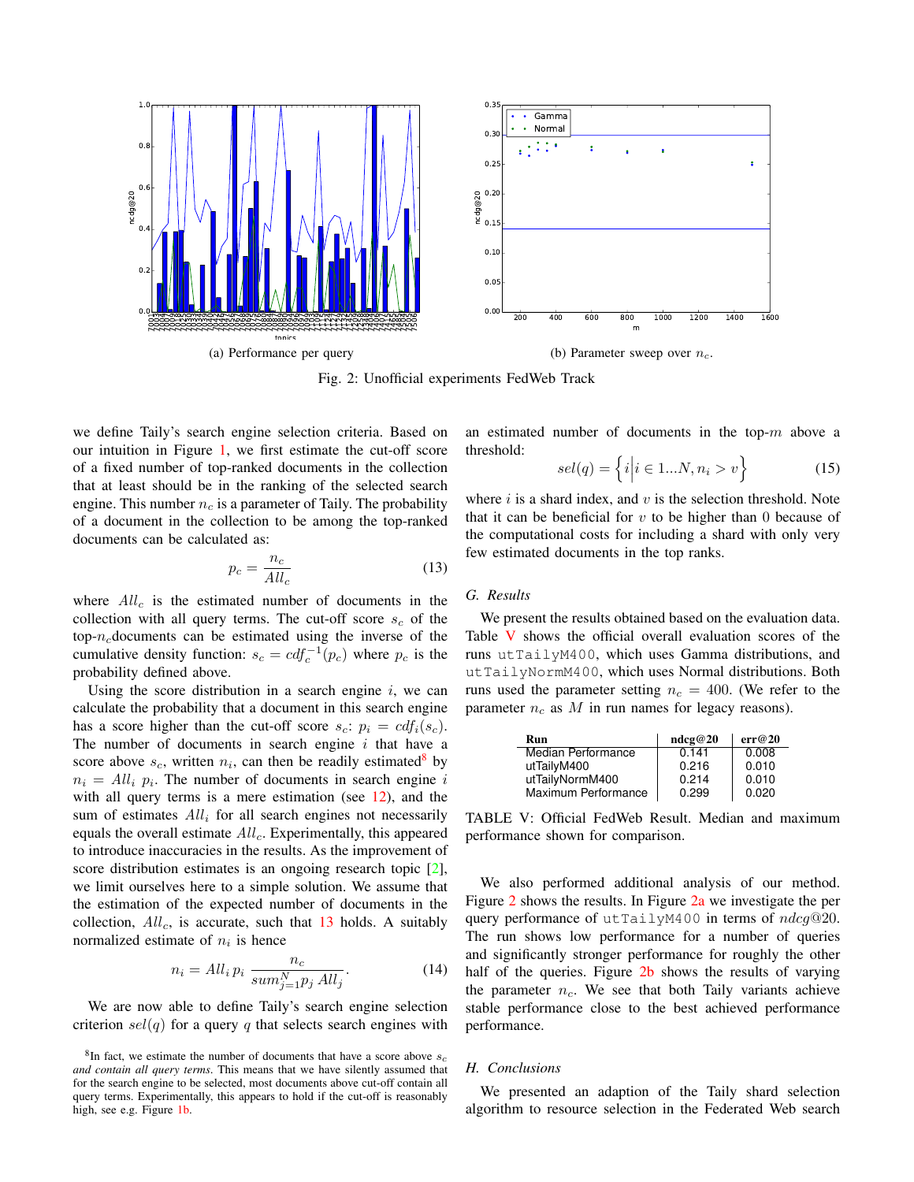(a) Performance per query

(b) Parameter sweep over $n_c$.

Fig. 2: Unofficial experiments FedWeb Track

we define Taily's search engine selection criteria. Based on our intuition in Figure 1, we first estimate the cut-off score of a fixed number of top-ranked documents in the collection that at least should be in the ranking of the selected search engine. This number $n_c$ is a parameter of Taily. The probability of a document in the collection to be among the top-ranked documents can be calculated as:

$$p_c = \frac{n_c}{All_c} \tag{13}$$

where $All_c$ is the estimated number of documents in the collection with all query terms. The cut-off score $s_c$ of the top-$n_c$documents can be estimated using the inverse of the cumulative density function: $s_c = cdf_c^{-1}(p_c)$ where $p_c$ is the probability defined above.

Using the score distribution in a search engine $i$, we can calculate the probability that a document in this search engine has a score higher than the cut-off score $s_c$: $p_i = cdf_i(s_c)$. The number of documents in search engine $i$ that have a score above $s_c$, written $n_i$, can then be readily estimated[8] by $n_i = All_i\ p_i$. The number of documents in search engine $i$ with all query terms is a mere estimation (see 12), and the sum of estimates $All_i$ for all search engines not necessarily equals the overall estimate $All_c$. Experimentally, this appeared to introduce inaccuracies in the results. As the improvement of score distribution estimates is an ongoing research topic [2], we limit ourselves here to a simple solution. We assume that the estimation of the expected number of documents in the collection, $All_c$, is accurate, such that 13 holds. A suitably normalized estimate of $n_i$ is hence

$$n_i = All_i\, p_i\ \frac{n_c}{sum_{j=1}^{N} p_j\ All_j}. \tag{14}$$

We are now able to define Taily's search engine selection criterion $sel(q)$ for a query $q$ that selects search engines with an estimated number of documents in the top-$m$ above a threshold:

$$sel(q) = \left\{ i \middle| i \in 1 \ldots N, n_i > v \right\} \tag{15}$$

where $i$ is a shard index, and $v$ is the selection threshold. Note that it can be beneficial for $v$ to be higher than $0$ because of the computational costs for including a shard with only very few estimated documents in the top ranks.

### G. Results

We present the results obtained based on the evaluation data. Table V shows the official overall evaluation scores of the runs `utTailyM400`, which uses Gamma distributions, and `utTailyNormM400`, which uses Normal distributions. Both runs used the parameter setting $n_c = 400$. (We refer to the parameter $n_c$ as $M$ in run names for legacy reasons).

| Run | ndcg@20 | err@20 |
|---|---|---|
| Median Performance | 0.141 | 0.008 |
| utTailyM400 | 0.216 | 0.010 |
| utTailyNormM400 | 0.214 | 0.010 |
| Maximum Performance | 0.299 | 0.020 |

TABLE V: Official FedWeb Result. Median and maximum performance shown for comparison.

We also performed additional analysis of our method. Figure 2 shows the results. In Figure 2a we investigate the per query performance of `utTailyM400` in terms of $ndcg@20$. The run shows low performance for a number of queries and significantly stronger performance for roughly the other half of the queries. Figure 2b shows the results of varying the parameter $n_c$. We see that both Taily variants achieve stable performance close to the best achieved performance performance.

### H. Conclusions

We presented an adaption of the Taily shard selection algorithm to resource selection in the Federated Web search

[8] In fact, we estimate the number of documents that have a score above $s_c$ *and contain all query terms*. This means that we have silently assumed that for the search engine to be selected, most documents above cut-off contain all query terms. Experimentally, this appears to hold if the cut-off is reasonably high, see e.g. Figure 1b.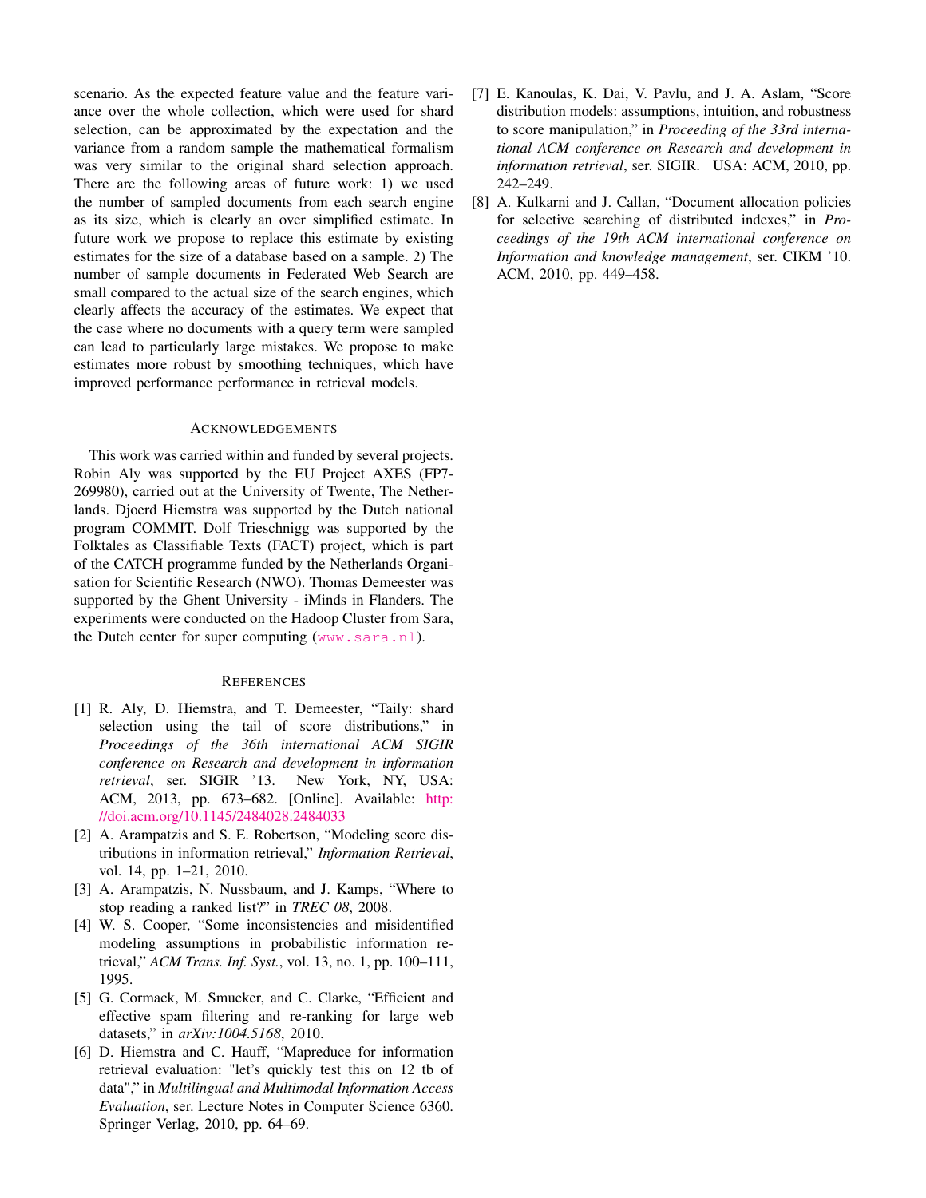scenario. As the expected feature value and the feature variance over the whole collection, which were used for shard selection, can be approximated by the expectation and the variance from a random sample the mathematical formalism was very similar to the original shard selection approach. There are the following areas of future work: 1) we used the number of sampled documents from each search engine as its size, which is clearly an over simplified estimate. In future work we propose to replace this estimate by existing estimates for the size of a database based on a sample. 2) The number of sample documents in Federated Web Search are small compared to the actual size of the search engines, which clearly affects the accuracy of the estimates. We expect that the case where no documents with a query term were sampled can lead to particularly large mistakes. We propose to make estimates more robust by smoothing techniques, which have improved performance performance in retrieval models.

## ACKNOWLEDGEMENTS

This work was carried within and funded by several projects. Robin Aly was supported by the EU Project AXES (FP7-269980), carried out at the University of Twente, The Netherlands. Djoerd Hiemstra was supported by the Dutch national program COMMIT. Dolf Trieschnigg was supported by the Folktales as Classifiable Texts (FACT) project, which is part of the CATCH programme funded by the Netherlands Organisation for Scientific Research (NWO). Thomas Demeester was supported by the Ghent University - iMinds in Flanders. The experiments were conducted on the Hadoop Cluster from Sara, the Dutch center for super computing (www.sara.nl).

## REFERENCES

[1] R. Aly, D. Hiemstra, and T. Demeester, "Taily: shard selection using the tail of score distributions," in *Proceedings of the 36th international ACM SIGIR conference on Research and development in information retrieval*, ser. SIGIR '13. New York, NY, USA: ACM, 2013, pp. 673–682. [Online]. Available: http://doi.acm.org/10.1145/2484028.2484033

[2] A. Arampatzis and S. E. Robertson, "Modeling score distributions in information retrieval," *Information Retrieval*, vol. 14, pp. 1–21, 2010.

[3] A. Arampatzis, N. Nussbaum, and J. Kamps, "Where to stop reading a ranked list?" in *TREC 08*, 2008.

[4] W. S. Cooper, "Some inconsistencies and misidentified modeling assumptions in probabilistic information retrieval," *ACM Trans. Inf. Syst.*, vol. 13, no. 1, pp. 100–111, 1995.

[5] G. Cormack, M. Smucker, and C. Clarke, "Efficient and effective spam filtering and re-ranking for large web datasets," in *arXiv:1004.5168*, 2010.

[6] D. Hiemstra and C. Hauff, "Mapreduce for information retrieval evaluation: "let's quickly test this on 12 tb of data"," in *Multilingual and Multimodal Information Access Evaluation*, ser. Lecture Notes in Computer Science 6360. Springer Verlag, 2010, pp. 64–69.

[7] E. Kanoulas, K. Dai, V. Pavlu, and J. A. Aslam, "Score distribution models: assumptions, intuition, and robustness to score manipulation," in *Proceeding of the 33rd international ACM conference on Research and development in information retrieval*, ser. SIGIR. USA: ACM, 2010, pp. 242–249.

[8] A. Kulkarni and J. Callan, "Document allocation policies for selective searching of distributed indexes," in *Proceedings of the 19th ACM international conference on Information and knowledge management*, ser. CIKM '10. ACM, 2010, pp. 449–458.